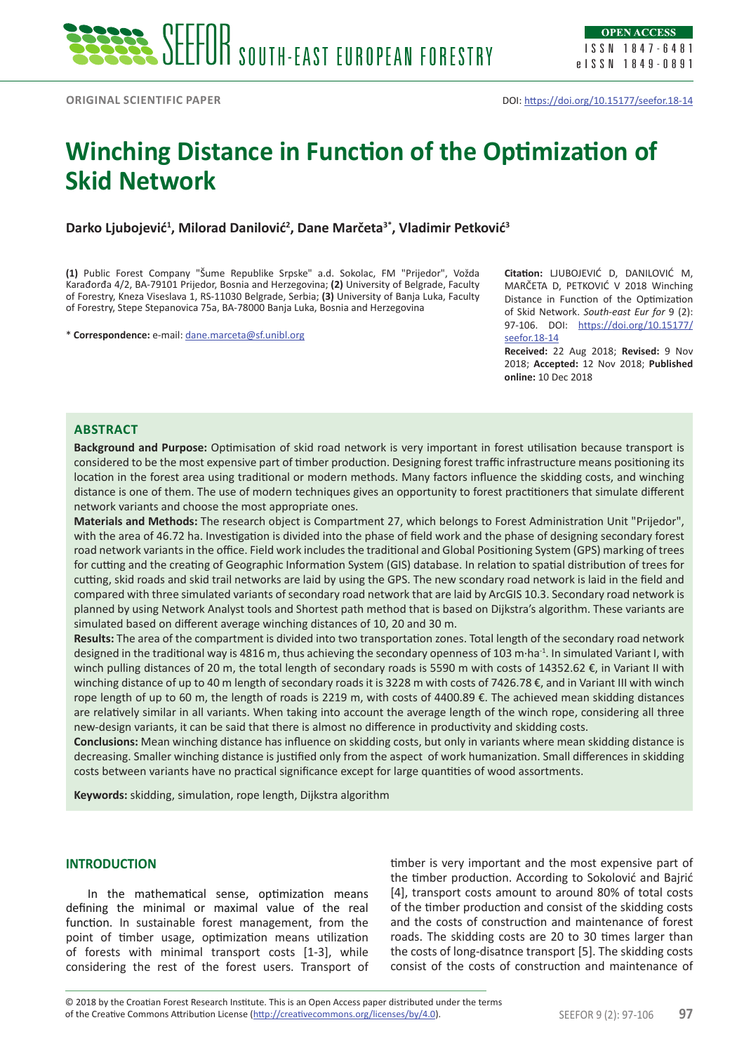ORIGINAL SCIENTIFIC PAPER

DOI: https://doi.org/10.15177/seefor.18-14

# Winching Distance in Function of the Optimization of Skid Network

**Darko Ljubojević[1], Milorad Danilović[2], Dane Marčeta[3*], Vladimir Petković[3]**

**(1)** Public Forest Company "Šume Republike Srpske" a.d. Sokolac, FM "Prijedor", Vožda Karađorđa 4/2, BA-79101 Prijedor, Bosnia and Herzegovina; **(2)** University of Belgrade, Faculty of Forestry, Kneza Viseslava 1, RS-11030 Belgrade, Serbia; **(3)** University of Banja Luka, Faculty of Forestry, Stepe Stepanovica 75a, BA-78000 Banja Luka, Bosnia and Herzegovina

\* **Correspondence:** e-mail: dane.marceta@sf.unibl.org

**Citation:** LJUBOJEVIĆ D, DANILOVIĆ M, MARČETA D, PETKOVIĆ V 2018 Winching Distance in Function of the Optimization of Skid Network. *South-east Eur for* 9 (2): 97-106. DOI: https://doi.org/10.15177/seefor.18-14

**Received:** 22 Aug 2018; **Revised:** 9 Nov 2018; **Accepted:** 12 Nov 2018; **Published online:** 10 Dec 2018

## ABSTRACT

**Background and Purpose:** Optimisation of skid road network is very important in forest utilisation because transport is considered to be the most expensive part of timber production. Designing forest traffic infrastructure means positioning its location in the forest area using traditional or modern methods. Many factors influence the skidding costs, and winching distance is one of them. The use of modern techniques gives an opportunity to forest practitioners that simulate different network variants and choose the most appropriate ones.

**Materials and Methods:** The research object is Compartment 27, which belongs to Forest Administration Unit "Prijedor", with the area of 46.72 ha. Investigation is divided into the phase of field work and the phase of designing secondary forest road network variants in the office. Field work includes the traditional and Global Positioning System (GPS) marking of trees for cutting and the creating of Geographic Information System (GIS) database. In relation to spatial distribution of trees for cutting, skid roads and skid trail networks are laid by using the GPS. The new scondary road network is laid in the field and compared with three simulated variants of secondary road network that are laid by ArcGIS 10.3. Secondary road network is planned by using Network Analyst tools and Shortest path method that is based on Dijkstra's algorithm. These variants are simulated based on different average winching distances of 10, 20 and 30 m.

**Results:** The area of the compartment is divided into two transportation zones. Total length of the secondary road network designed in the traditional way is 4816 m, thus achieving the secondary openness of 103 m·ha$^{-1}$. In simulated Variant I, with winch pulling distances of 20 m, the total length of secondary roads is 5590 m with costs of 14352.62 €, in Variant II with winching distance of up to 40 m length of secondary roads it is 3228 m with costs of 7426.78 €, and in Variant III with winch rope length of up to 60 m, the length of roads is 2219 m, with costs of 4400.89 €. The achieved mean skidding distances are relatively similar in all variants. When taking into account the average length of the winch rope, considering all three new-design variants, it can be said that there is almost no difference in productivity and skidding costs.

**Conclusions:** Mean winching distance has influence on skidding costs, but only in variants where mean skidding distance is decreasing. Smaller winching distance is justified only from the aspect of work humanization. Small differences in skidding costs between variants have no practical significance except for large quantities of wood assortments.

**Keywords:** skidding, simulation, rope length, Dijkstra algorithm

## INTRODUCTION

In the mathematical sense, optimization means defining the minimal or maximal value of the real function. In sustainable forest management, from the point of timber usage, optimization means utilization of forests with minimal transport costs [1-3], while considering the rest of the forest users. Transport of timber is very important and the most expensive part of the timber production. According to Sokolović and Bajrić [4], transport costs amount to around 80% of total costs of the timber production and consist of the skidding costs and the costs of construction and maintenance of forest roads. The skidding costs are 20 to 30 times larger than the costs of long-disatnce transport [5]. The skidding costs consist of the costs of construction and maintenance of

© 2018 by the Croatian Forest Research Institute. This is an Open Access paper distributed under the terms of the Creative Commons Attribution License (http://creativecommons.org/licenses/by/4.0).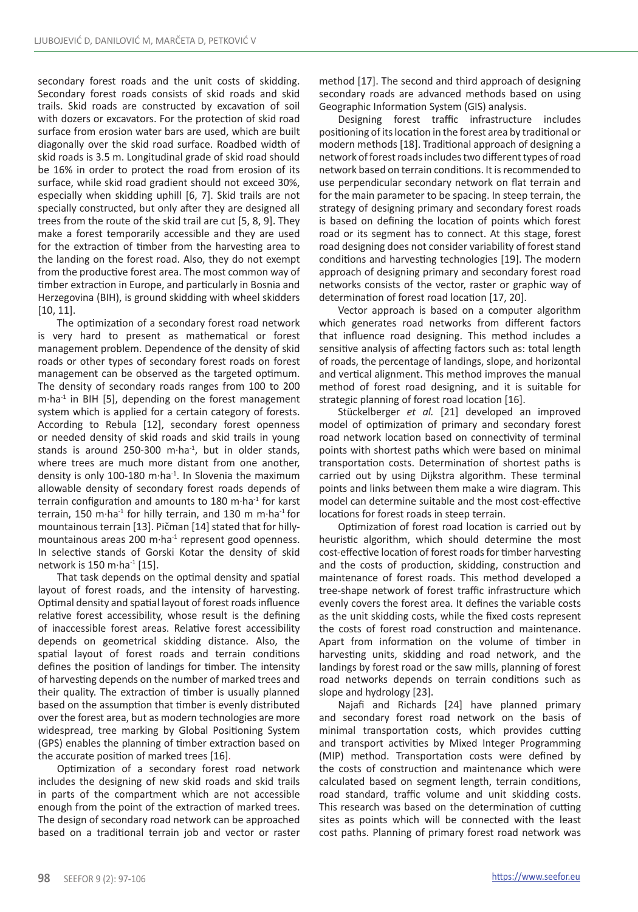secondary forest roads and the unit costs of skidding. Secondary forest roads consists of skid roads and skid trails. Skid roads are constructed by excavation of soil with dozers or excavators. For the protection of skid road surface from erosion water bars are used, which are built diagonally over the skid road surface. Roadbed width of skid roads is 3.5 m. Longitudinal grade of skid road should be 16% in order to protect the road from erosion of its surface, while skid road gradient should not exceed 30%, especially when skidding uphill [6, 7]. Skid trails are not specially constructed, but only after they are designed all trees from the route of the skid trail are cut [5, 8, 9]. They make a forest temporarily accessible and they are used for the extraction of timber from the harvesting area to the landing on the forest road. Also, they do not exempt from the productive forest area. The most common way of timber extraction in Europe, and particularly in Bosnia and Herzegovina (BIH), is ground skidding with wheel skidders [10, 11].

The optimization of a secondary forest road network is very hard to present as mathematical or forest management problem. Dependence of the density of skid roads or other types of secondary forest roads on forest management can be observed as the targeted optimum. The density of secondary roads ranges from 100 to 200 m·ha$^{-1}$ in BIH [5], depending on the forest management system which is applied for a certain category of forests. According to Rebula [12], secondary forest openness or needed density of skid roads and skid trails in young stands is around 250-300 m·ha$^{-1}$, but in older stands, where trees are much more distant from one another, density is only 100-180 m·ha$^{-1}$. In Slovenia the maximum allowable density of secondary forest roads depends of terrain configuration and amounts to 180 m·ha$^{-1}$ for karst terrain, 150 m·ha$^{-1}$ for hilly terrain, and 130 m m·ha$^{-1}$ for mountainous terrain [13]. Pičman [14] stated that for hilly-mountainous areas 200 m·ha$^{-1}$ represent good openness. In selective stands of Gorski Kotar the density of skid network is 150 m·ha$^{-1}$ [15].

That task depends on the optimal density and spatial layout of forest roads, and the intensity of harvesting. Optimal density and spatial layout of forest roads influence relative forest accessibility, whose result is the defining of inaccessible forest areas. Relative forest accessibility depends on geometrical skidding distance. Also, the spatial layout of forest roads and terrain conditions defines the position of landings for timber. The intensity of harvesting depends on the number of marked trees and their quality. The extraction of timber is usually planned based on the assumption that timber is evenly distributed over the forest area, but as modern technologies are more widespread, tree marking by Global Positioning System (GPS) enables the planning of timber extraction based on the accurate position of marked trees [16].

Optimization of a secondary forest road network includes the designing of new skid roads and skid trails in parts of the compartment which are not accessible enough from the point of the extraction of marked trees. The design of secondary road network can be approached based on a traditional terrain job and vector or raster method [17]. The second and third approach of designing secondary roads are advanced methods based on using Geographic Information System (GIS) analysis.

Designing forest traffic infrastructure includes positioning of its location in the forest area by traditional or modern methods [18]. Traditional approach of designing a network of forest roads includes two different types of road network based on terrain conditions. It is recommended to use perpendicular secondary network on flat terrain and for the main parameter to be spacing. In steep terrain, the strategy of designing primary and secondary forest roads is based on defining the location of points which forest road or its segment has to connect. At this stage, forest road designing does not consider variability of forest stand conditions and harvesting technologies [19]. The modern approach of designing primary and secondary forest road networks consists of the vector, raster or graphic way of determination of forest road location [17, 20].

Vector approach is based on a computer algorithm which generates road networks from different factors that influence road designing. This method includes a sensitive analysis of affecting factors such as: total length of roads, the percentage of landings, slope, and horizontal and vertical alignment. This method improves the manual method of forest road designing, and it is suitable for strategic planning of forest road location [16].

Stückelberger *et al.* [21] developed an improved model of optimization of primary and secondary forest road network location based on connectivity of terminal points with shortest paths which were based on minimal transportation costs. Determination of shortest paths is carried out by using Dijkstra algorithm. These terminal points and links between them make a wire diagram. This model can determine suitable and the most cost-effective locations for forest roads in steep terrain.

Optimization of forest road location is carried out by heuristic algorithm, which should determine the most cost-effective location of forest roads for timber harvesting and the costs of production, skidding, construction and maintenance of forest roads. This method developed a tree-shape network of forest traffic infrastructure which evenly covers the forest area. It defines the variable costs as the unit skidding costs, while the fixed costs represent the costs of forest road construction and maintenance. Apart from information on the volume of timber in harvesting units, skidding and road network, and the landings by forest road or the saw mills, planning of forest road networks depends on terrain conditions such as slope and hydrology [23].

Najafi and Richards [24] have planned primary and secondary forest road network on the basis of minimal transportation costs, which provides cutting and transport activities by Mixed Integer Programming (MIP) method. Transportation costs were defined by the costs of construction and maintenance which were calculated based on segment length, terrain conditions, road standard, traffic volume and unit skidding costs. This research was based on the determination of cutting sites as points which will be connected with the least cost paths. Planning of primary forest road network was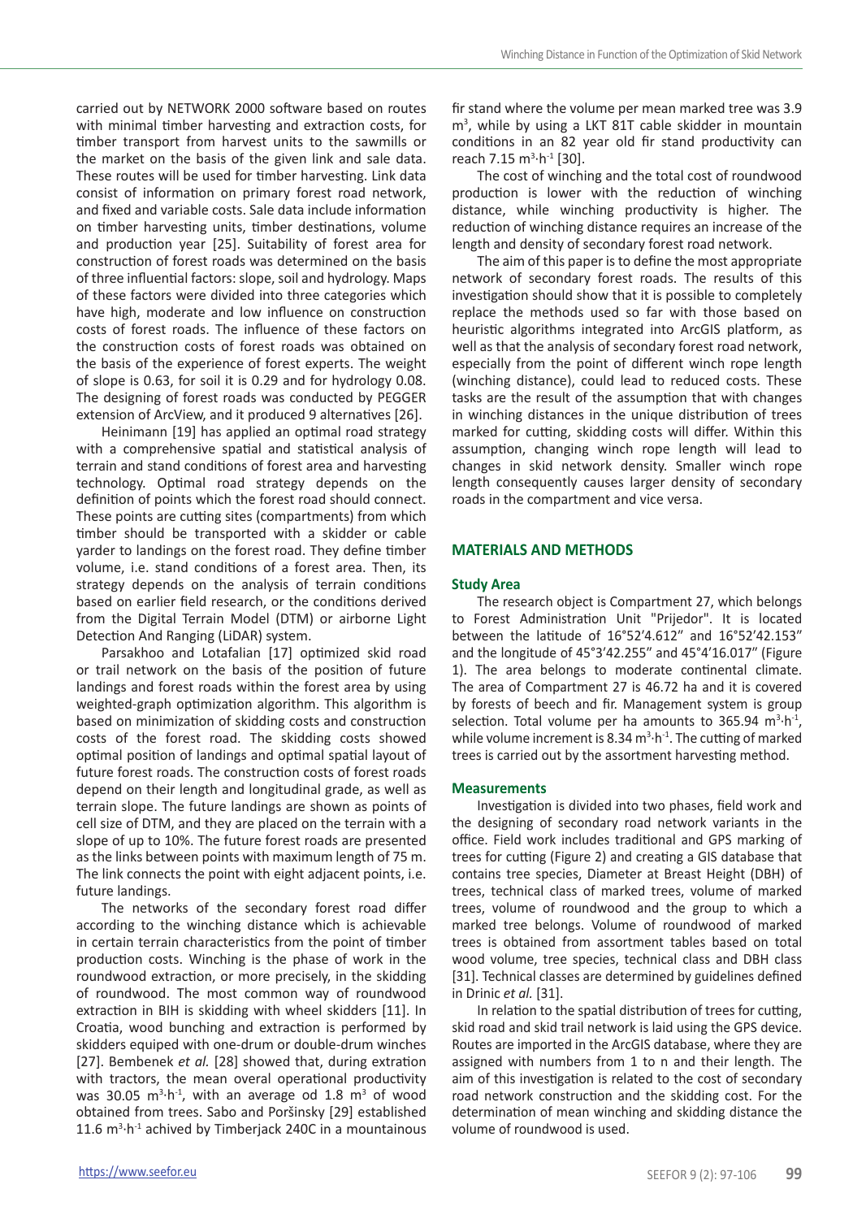carried out by NETWORK 2000 software based on routes with minimal timber harvesting and extraction costs, for timber transport from harvest units to the sawmills or the market on the basis of the given link and sale data. These routes will be used for timber harvesting. Link data consist of information on primary forest road network, and fixed and variable costs. Sale data include information on timber harvesting units, timber destinations, volume and production year [25]. Suitability of forest area for construction of forest roads was determined on the basis of three influential factors: slope, soil and hydrology. Maps of these factors were divided into three categories which have high, moderate and low influence on construction costs of forest roads. The influence of these factors on the construction costs of forest roads was obtained on the basis of the experience of forest experts. The weight of slope is 0.63, for soil it is 0.29 and for hydrology 0.08. The designing of forest roads was conducted by PEGGER extension of ArcView, and it produced 9 alternatives [26].

Heinimann [19] has applied an optimal road strategy with a comprehensive spatial and statistical analysis of terrain and stand conditions of forest area and harvesting technology. Optimal road strategy depends on the definition of points which the forest road should connect. These points are cutting sites (compartments) from which timber should be transported with a skidder or cable yarder to landings on the forest road. They define timber volume, i.e. stand conditions of a forest area. Then, its strategy depends on the analysis of terrain conditions based on earlier field research, or the conditions derived from the Digital Terrain Model (DTM) or airborne Light Detection And Ranging (LiDAR) system.

Parsakhoo and Lotafalian [17] optimized skid road or trail network on the basis of the position of future landings and forest roads within the forest area by using weighted-graph optimization algorithm. This algorithm is based on minimization of skidding costs and construction costs of the forest road. The skidding costs showed optimal position of landings and optimal spatial layout of future forest roads. The construction costs of forest roads depend on their length and longitudinal grade, as well as terrain slope. The future landings are shown as points of cell size of DTM, and they are placed on the terrain with a slope of up to 10%. The future forest roads are presented as the links between points with maximum length of 75 m. The link connects the point with eight adjacent points, i.e. future landings.

The networks of the secondary forest road differ according to the winching distance which is achievable in certain terrain characteristics from the point of timber production costs. Winching is the phase of work in the roundwood extraction, or more precisely, in the skidding of roundwood. The most common way of roundwood extraction in BIH is skidding with wheel skidders [11]. In Croatia, wood bunching and extraction is performed by skidders equiped with one-drum or double-drum winches [27]. Bembenek *et al.* [28] showed that, during extration with tractors, the mean overal operational productivity was 30.05 $m^3 \cdot h^{-1}$, with an average od 1.8 $m^3$ of wood obtained from trees. Sabo and Poršinsky [29] established 11.6 $m^3 \cdot h^{-1}$ achived by Timberjack 240C in a mountainous fir stand where the volume per mean marked tree was 3.9 $m^3$, while by using a LKT 81T cable skidder in mountain conditions in an 82 year old fir stand productivity can reach 7.15 $m^3 \cdot h^{-1}$ [30].

The cost of winching and the total cost of roundwood production is lower with the reduction of winching distance, while winching productivity is higher. The reduction of winching distance requires an increase of the length and density of secondary forest road network.

The aim of this paper is to define the most appropriate network of secondary forest roads. The results of this investigation should show that it is possible to completely replace the methods used so far with those based on heuristic algorithms integrated into ArcGIS platform, as well as that the analysis of secondary forest road network, especially from the point of different winch rope length (winching distance), could lead to reduced costs. These tasks are the result of the assumption that with changes in winching distances in the unique distribution of trees marked for cutting, skidding costs will differ. Within this assumption, changing winch rope length will lead to changes in skid network density. Smaller winch rope length consequently causes larger density of secondary roads in the compartment and vice versa.

## MATERIALS AND METHODS

### Study Area

The research object is Compartment 27, which belongs to Forest Administration Unit "Prijedor". It is located between the latitude of 16°52'4.612" and 16°52'42.153" and the longitude of 45°3'42.255" and 45°4'16.017" (Figure 1). The area belongs to moderate continental climate. The area of Compartment 27 is 46.72 ha and it is covered by forests of beech and fir. Management system is group selection. Total volume per ha amounts to 365.94 $m^3 \cdot h^{-1}$, while volume increment is 8.34 $m^3 \cdot h^{-1}$. The cutting of marked trees is carried out by the assortment harvesting method.

### Measurements

Investigation is divided into two phases, field work and the designing of secondary road network variants in the office. Field work includes traditional and GPS marking of trees for cutting (Figure 2) and creating a GIS database that contains tree species, Diameter at Breast Height (DBH) of trees, technical class of marked trees, volume of marked trees, volume of roundwood and the group to which a marked tree belongs. Volume of roundwood of marked trees is obtained from assortment tables based on total wood volume, tree species, technical class and DBH class [31]. Technical classes are determined by guidelines defined in Drinic *et al.* [31].

In relation to the spatial distribution of trees for cutting, skid road and skid trail network is laid using the GPS device. Routes are imported in the ArcGIS database, where they are assigned with numbers from 1 to n and their length. The aim of this investigation is related to the cost of secondary road network construction and the skidding cost. For the determination of mean winching and skidding distance the volume of roundwood is used.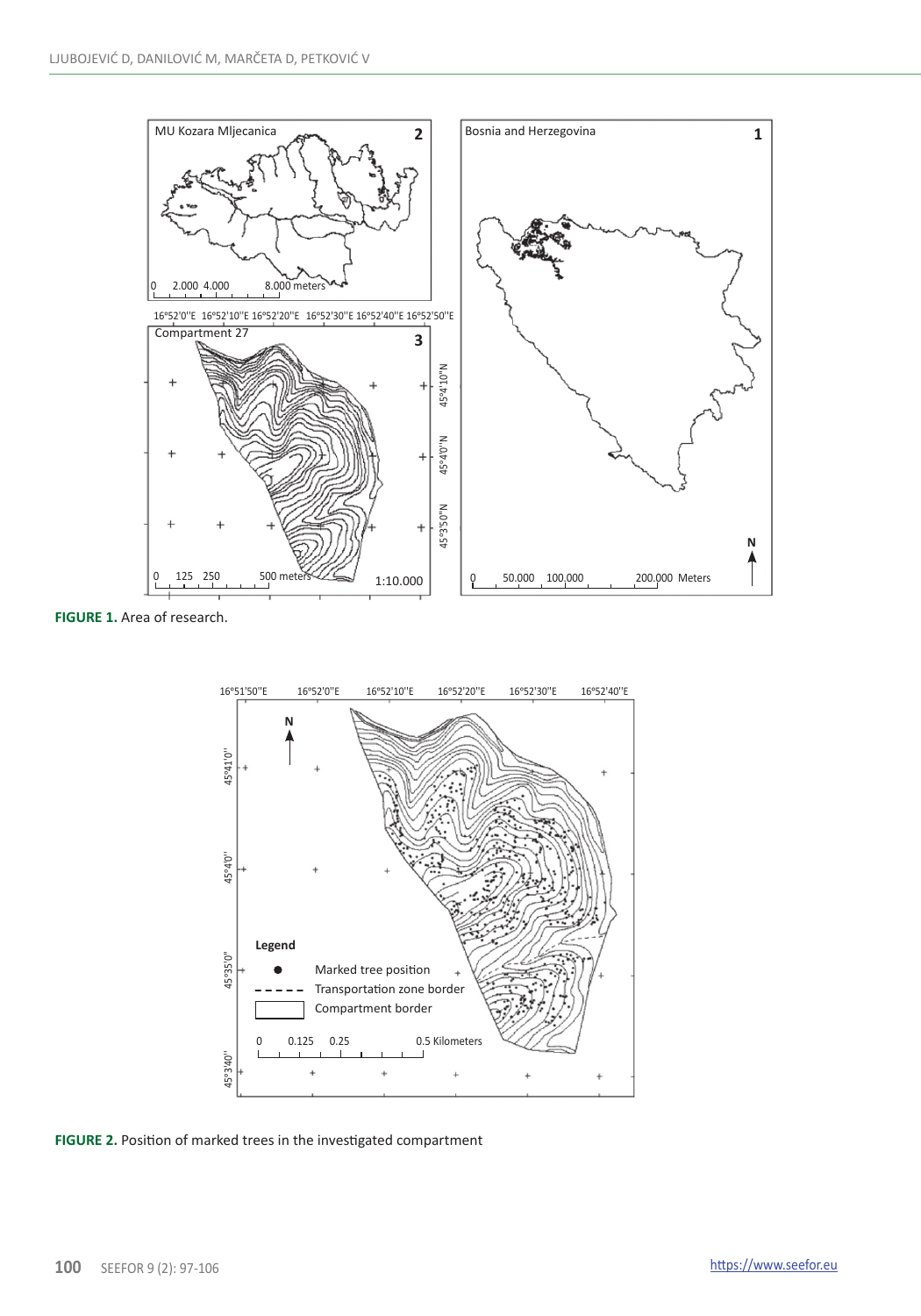FIGURE 1. Area of research.

FIGURE 2. Position of marked trees in the investigated compartment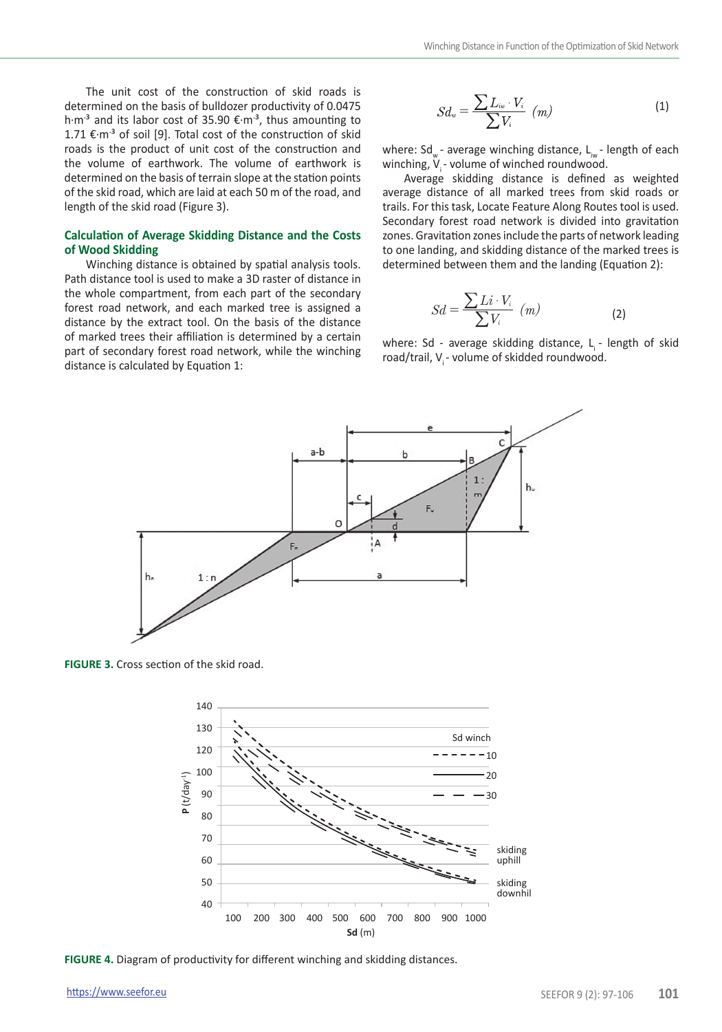The unit cost of the construction of skid roads is determined on the basis of bulldozer productivity of 0.0475 h·m$^{-3}$ and its labor cost of 35.90 €·m$^{-3}$, thus amounting to 1.71 €·m$^{-3}$ of soil [9]. Total cost of the construction of skid roads is the product of unit cost of the construction and the volume of earthwork. The volume of earthwork is determined on the basis of terrain slope at the station points of the skid road, which are laid at each 50 m of the road, and length of the skid road (Figure 3).

### Calculation of Average Skidding Distance and the Costs of Wood Skidding

Winching distance is obtained by spatial analysis tools. Path distance tool is used to make a 3D raster of distance in the whole compartment, from each part of the secondary forest road network, and each marked tree is assigned a distance by the extract tool. On the basis of the distance of marked trees their affiliation is determined by a certain part of secondary forest road network, while the winching distance is calculated by Equation 1:

$$Sd_w = \frac{\sum L_{iw} \cdot V_i}{\sum V_i} \ (m) \tag{1}$$

where: $Sd_w$ - average winching distance, $L_{iw}$ - length of each winching, $V_i$ - volume of winched roundwood.

Average skidding distance is defined as weighted average distance of all marked trees from skid roads or trails. For this task, Locate Feature Along Routes tool is used. Secondary forest road network is divided into gravitation zones. Gravitation zones include the parts of network leading to one landing, and skidding distance of the marked trees is determined between them and the landing (Equation 2):

$$Sd = \frac{\sum Li \cdot V_i}{\sum V_i} \ (m) \tag{2}$$

where: $Sd$ - average skidding distance, $L_i$ - length of skid road/trail, $V_i$ - volume of skidded roundwood.

**FIGURE 3.** Cross section of the skid road.

**FIGURE 4.** Diagram of productivity for different winching and skidding distances.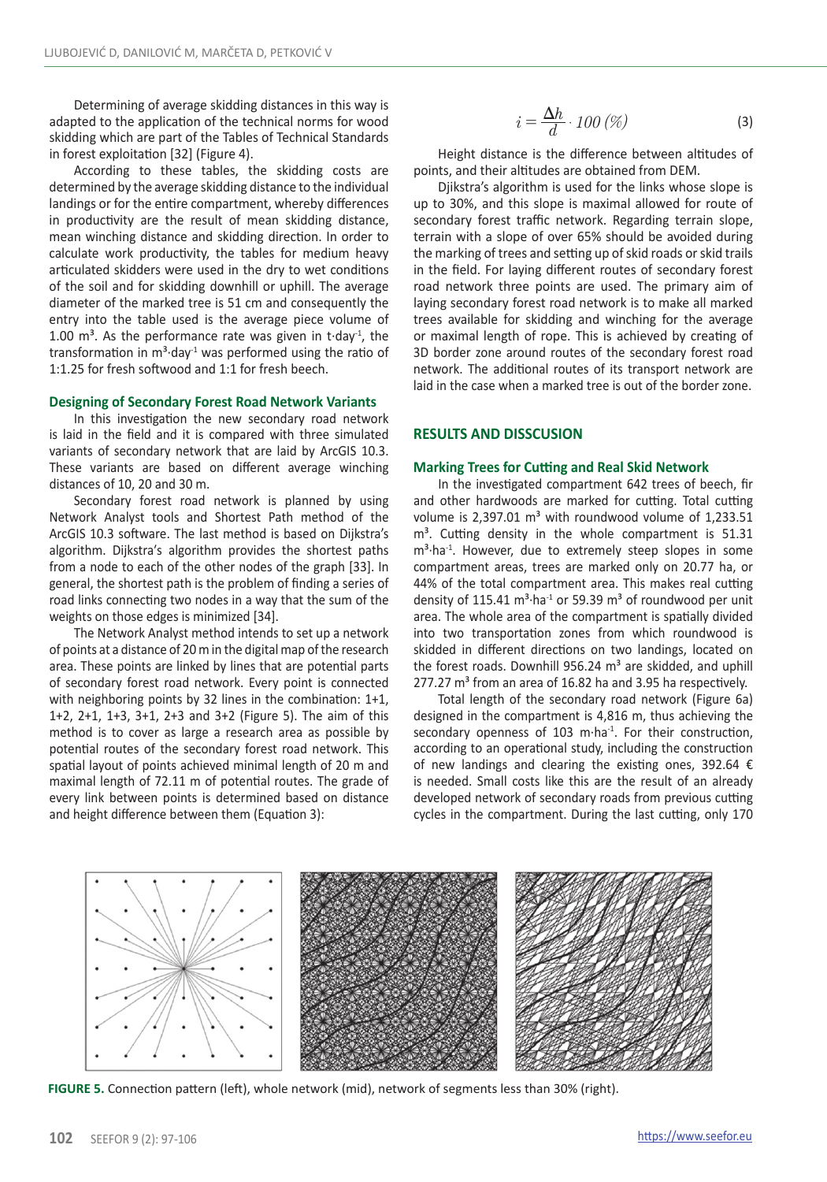Determining of average skidding distances in this way is adapted to the application of the technical norms for wood skidding which are part of the Tables of Technical Standards in forest exploitation [32] (Figure 4).

According to these tables, the skidding costs are determined by the average skidding distance to the individual landings or for the entire compartment, whereby differences in productivity are the result of mean skidding distance, mean winching distance and skidding direction. In order to calculate work productivity, the tables for medium heavy articulated skidders were used in the dry to wet conditions of the soil and for skidding downhill or uphill. The average diameter of the marked tree is 51 cm and consequently the entry into the table used is the average piece volume of 1.00 m³. As the performance rate was given in t·day$^{-1}$, the transformation in m³·day$^{-1}$ was performed using the ratio of 1:1.25 for fresh softwood and 1:1 for fresh beech.

### Designing of Secondary Forest Road Network Variants

In this investigation the new secondary road network is laid in the field and it is compared with three simulated variants of secondary network that are laid by ArcGIS 10.3. These variants are based on different average winching distances of 10, 20 and 30 m.

Secondary forest road network is planned by using Network Analyst tools and Shortest Path method of the ArcGIS 10.3 software. The last method is based on Dijkstra's algorithm. Dijkstra's algorithm provides the shortest paths from a node to each of the other nodes of the graph [33]. In general, the shortest path is the problem of finding a series of road links connecting two nodes in a way that the sum of the weights on those edges is minimized [34].

The Network Analyst method intends to set up a network of points at a distance of 20 m in the digital map of the research area. These points are linked by lines that are potential parts of secondary forest road network. Every point is connected with neighboring points by 32 lines in the combination: 1+1, 1+2, 2+1, 1+3, 3+1, 2+3 and 3+2 (Figure 5). The aim of this method is to cover as large a research area as possible by potential routes of the secondary forest road network. This spatial layout of points achieved minimal length of 20 m and maximal length of 72.11 m of potential routes. The grade of every link between points is determined based on distance and height difference between them (Equation 3):

$$i = \frac{\Delta h}{d} \cdot 100\,(\%) \tag{3}$$

Height distance is the difference between altitudes of points, and their altitudes are obtained from DEM.

Djikstra's algorithm is used for the links whose slope is up to 30%, and this slope is maximal allowed for route of secondary forest traffic network. Regarding terrain slope, terrain with a slope of over 65% should be avoided during the marking of trees and setting up of skid roads or skid trails in the field. For laying different routes of secondary forest road network three points are used. The primary aim of laying secondary forest road network is to make all marked trees available for skidding and winching for the average or maximal length of rope. This is achieved by creating of 3D border zone around routes of the secondary forest road network. The additional routes of its transport network are laid in the case when a marked tree is out of the border zone.

## RESULTS AND DISSCUSION

### Marking Trees for Cutting and Real Skid Network

In the investigated compartment 642 trees of beech, fir and other hardwoods are marked for cutting. Total cutting volume is 2,397.01 m³ with roundwood volume of 1,233.51 m³. Cutting density in the whole compartment is 51.31 m³·ha$^{-1}$. However, due to extremely steep slopes in some compartment areas, trees are marked only on 20.77 ha, or 44% of the total compartment area. This makes real cutting density of 115.41 m³·ha$^{-1}$ or 59.39 m³ of roundwood per unit area. The whole area of the compartment is spatially divided into two transportation zones from which roundwood is skidded in different directions on two landings, located on the forest roads. Downhill 956.24 m³ are skidded, and uphill 277.27 m³ from an area of 16.82 ha and 3.95 ha respectively.

Total length of the secondary road network (Figure 6a) designed in the compartment is 4,816 m, thus achieving the secondary openness of 103 m·ha$^{-1}$. For their construction, according to an operational study, including the construction of new landings and clearing the existing ones, 392.64 € is needed. Small costs like this are the result of an already developed network of secondary roads from previous cutting cycles in the compartment. During the last cutting, only 170

**FIGURE 5.** Connection pattern (left), whole network (mid), network of segments less than 30% (right).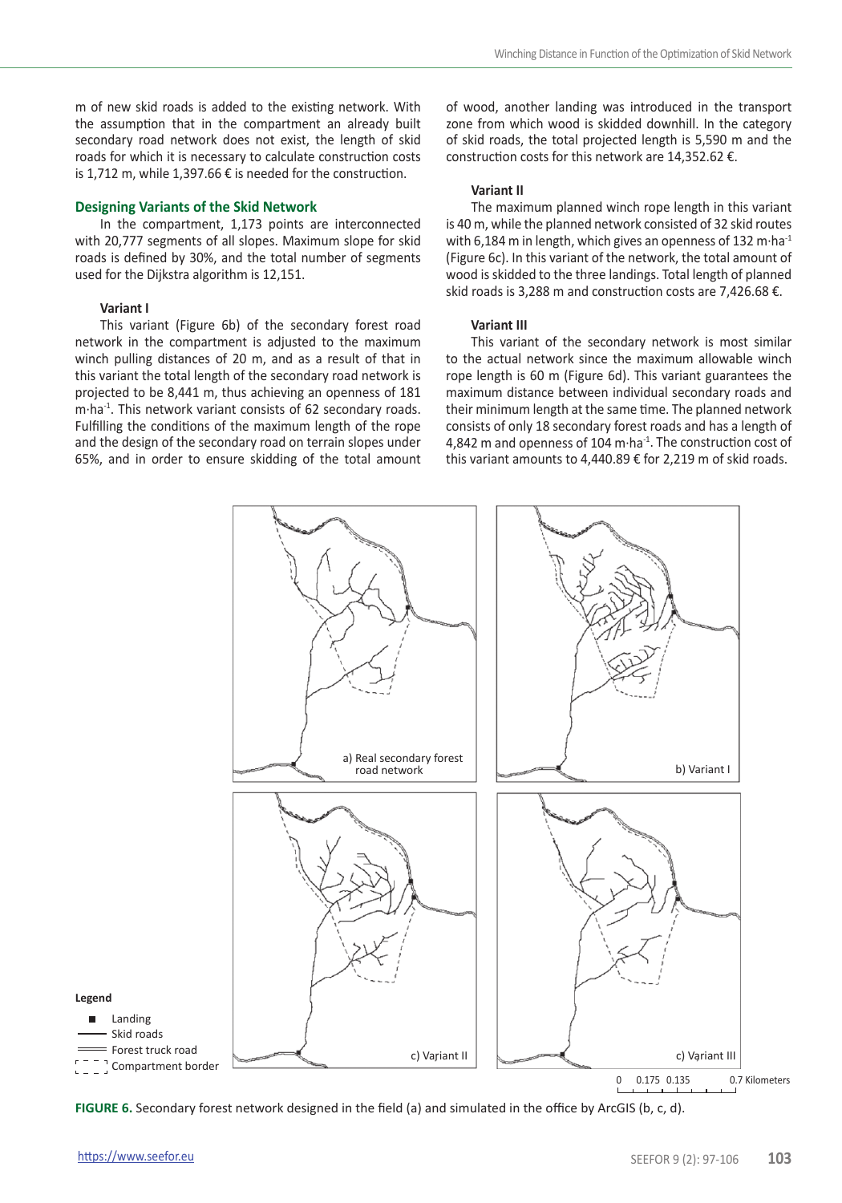m of new skid roads is added to the existing network. With the assumption that in the compartment an already built secondary road network does not exist, the length of skid roads for which it is necessary to calculate construction costs is 1,712 m, while 1,397.66 € is needed for the construction.

## Designing Variants of the Skid Network

In the compartment, 1,173 points are interconnected with 20,777 segments of all slopes. Maximum slope for skid roads is defined by 30%, and the total number of segments used for the Dijkstra algorithm is 12,151.

### Variant I

This variant (Figure 6b) of the secondary forest road network in the compartment is adjusted to the maximum winch pulling distances of 20 m, and as a result of that in this variant the total length of the secondary road network is projected to be 8,441 m, thus achieving an openness of 181 m·ha$^{-1}$. This network variant consists of 62 secondary roads. Fulfilling the conditions of the maximum length of the rope and the design of the secondary road on terrain slopes under 65%, and in order to ensure skidding of the total amount of wood, another landing was introduced in the transport zone from which wood is skidded downhill. In the category of skid roads, the total projected length is 5,590 m and the construction costs for this network are 14,352.62 €.

### Variant II

The maximum planned winch rope length in this variant is 40 m, while the planned network consisted of 32 skid routes with 6,184 m in length, which gives an openness of 132 m·ha$^{-1}$ (Figure 6c). In this variant of the network, the total amount of wood is skidded to the three landings. Total length of planned skid roads is 3,288 m and construction costs are 7,426.68 €.

### Variant III

This variant of the secondary network is most similar to the actual network since the maximum allowable winch rope length is 60 m (Figure 6d). This variant guarantees the maximum distance between individual secondary roads and their minimum length at the same time. The planned network consists of only 18 secondary forest roads and has a length of 4,842 m and openness of 104 m·ha$^{-1}$. The construction cost of this variant amounts to 4,440.89 € for 2,219 m of skid roads.

a) Real secondary forest road network
b) Variant I
c) Variant II
c) Variant III

Legend
- Landing
- Skid roads
- Forest truck road
- Compartment border

0 0.175 0.135 0.7 Kilometers

**FIGURE 6.** Secondary forest network designed in the field (a) and simulated in the office by ArcGIS (b, c, d).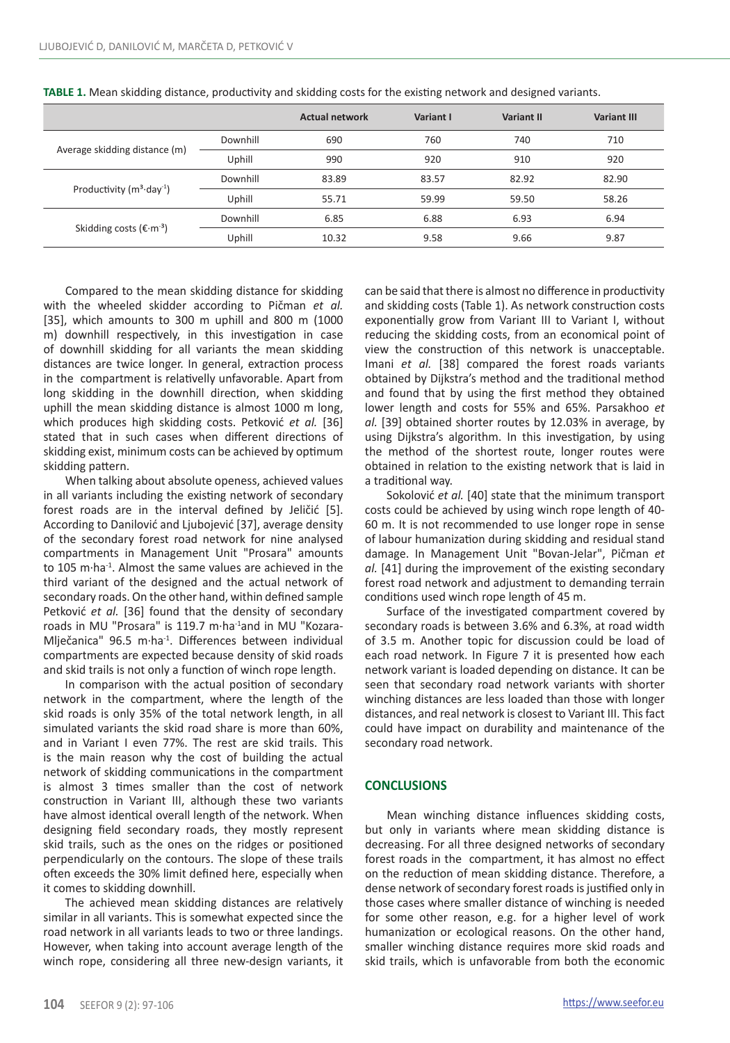**TABLE 1.** Mean skidding distance, productivity and skidding costs for the existing network and designed variants.

| | | Actual network | Variant I | Variant II | Variant III |
|---|---|---|---|---|---|
| Average skidding distance (m) | Downhill | 690 | 760 | 740 | 710 |
| | Uphill | 990 | 920 | 910 | 920 |
| Productivity ($m^3 \cdot day^{-1}$) | Downhill | 83.89 | 83.57 | 82.92 | 82.90 |
| | Uphill | 55.71 | 59.99 | 59.50 | 58.26 |
| Skidding costs ($€ \cdot m^{-3}$) | Downhill | 6.85 | 6.88 | 6.93 | 6.94 |
| | Uphill | 10.32 | 9.58 | 9.66 | 9.87 |

Compared to the mean skidding distance for skidding with the wheeled skidder according to Pičman *et al.* [35], which amounts to 300 m uphill and 800 m (1000 m) downhill respectively, in this investigation in case of downhill skidding for all variants the mean skidding distances are twice longer. In general, extraction process in the compartment is relativelly unfavorable. Apart from long skidding in the downhill direction, when skidding uphill the mean skidding distance is almost 1000 m long, which produces high skidding costs. Petković *et al.* [36] stated that in such cases when different directions of skidding exist, minimum costs can be achieved by optimum skidding pattern.

When talking about absolute openess, achieved values in all variants including the existing network of secondary forest roads are in the interval defined by Jeličić [5]. According to Danilović and Ljubojević [37], average density of the secondary forest road network for nine analysed compartments in Management Unit "Prosara" amounts to 105 $m \cdot ha^{-1}$. Almost the same values are achieved in the third variant of the designed and the actual network of secondary roads. On the other hand, within defined sample Petković *et al.* [36] found that the density of secondary roads in MU "Prosara" is 119.7 $m \cdot ha^{-1}$and in MU "Kozara-Mlječanica" 96.5 $m \cdot ha^{-1}$. Differences between individual compartments are expected because density of skid roads and skid trails is not only a function of winch rope length.

In comparison with the actual position of secondary network in the compartment, where the length of the skid roads is only 35% of the total network length, in all simulated variants the skid road share is more than 60%, and in Variant I even 77%. The rest are skid trails. This is the main reason why the cost of building the actual network of skidding communications in the compartment is almost 3 times smaller than the cost of network construction in Variant III, although these two variants have almost identical overall length of the network. When designing field secondary roads, they mostly represent skid trails, such as the ones on the ridges or positioned perpendicularly on the contours. The slope of these trails often exceeds the 30% limit defined here, especially when it comes to skidding downhill.

The achieved mean skidding distances are relatively similar in all variants. This is somewhat expected since the road network in all variants leads to two or three landings. However, when taking into account average length of the winch rope, considering all three new-design variants, it can be said that there is almost no difference in productivity and skidding costs (Table 1). As network construction costs exponentially grow from Variant III to Variant I, without reducing the skidding costs, from an economical point of view the construction of this network is unacceptable. Imani *et al.* [38] compared the forest roads variants obtained by Dijkstra's method and the traditional method and found that by using the first method they obtained lower length and costs for 55% and 65%. Parsakhoo *et al.* [39] obtained shorter routes by 12.03% in average, by using Dijkstra's algorithm. In this investigation, by using the method of the shortest route, longer routes were obtained in relation to the existing network that is laid in a traditional way.

Sokolović *et al.* [40] state that the minimum transport costs could be achieved by using winch rope length of 40-60 m. It is not recommended to use longer rope in sense of labour humanization during skidding and residual stand damage. In Management Unit "Bovan-Jelar", Pičman *et al.* [41] during the improvement of the existing secondary forest road network and adjustment to demanding terrain conditions used winch rope length of 45 m.

Surface of the investigated compartment covered by secondary roads is between 3.6% and 6.3%, at road width of 3.5 m. Another topic for discussion could be load of each road network. In Figure 7 it is presented how each network variant is loaded depending on distance. It can be seen that secondary road network variants with shorter winching distances are less loaded than those with longer distances, and real network is closest to Variant III. This fact could have impact on durability and maintenance of the secondary road network.

## CONCLUSIONS

Mean winching distance influences skidding costs, but only in variants where mean skidding distance is decreasing. For all three designed networks of secondary forest roads in the compartment, it has almost no effect on the reduction of mean skidding distance. Therefore, a dense network of secondary forest roads is justified only in those cases where smaller distance of winching is needed for some other reason, e.g. for a higher level of work humanization or ecological reasons. On the other hand, smaller winching distance requires more skid roads and skid trails, which is unfavorable from both the economic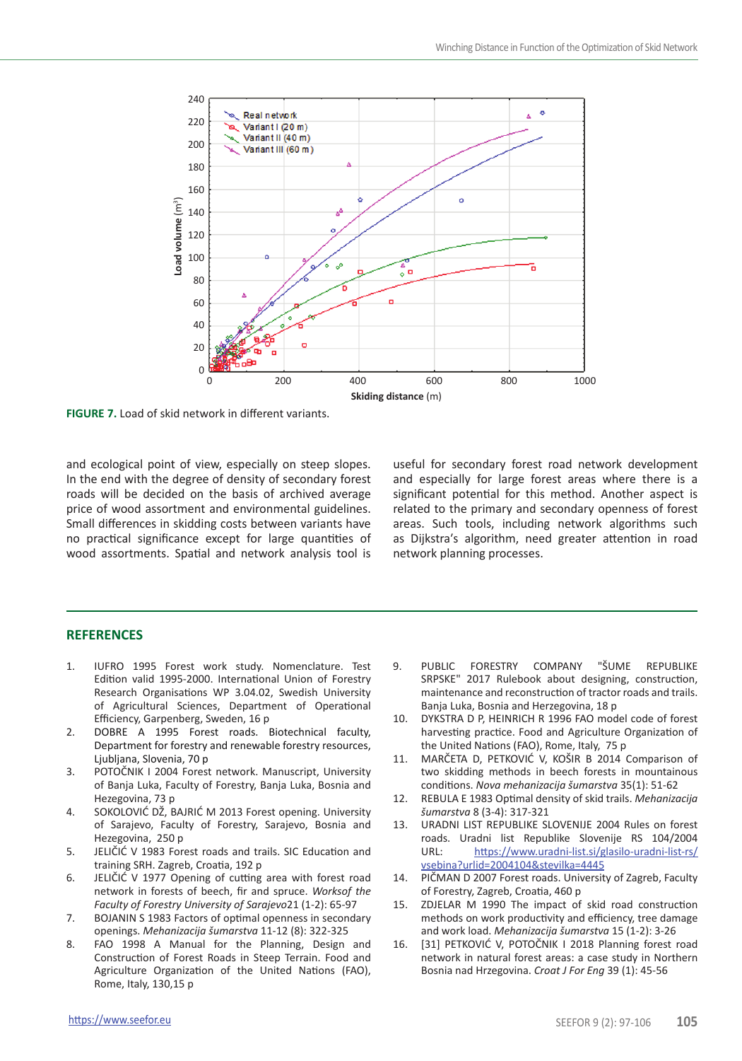**FIGURE 7.** Load of skid network in different variants.

and ecological point of view, especially on steep slopes. In the end with the degree of density of secondary forest roads will be decided on the basis of archived average price of wood assortment and environmental guidelines. Small differences in skidding costs between variants have no practical significance except for large quantities of wood assortments. Spatial and network analysis tool is useful for secondary forest road network development and especially for large forest areas where there is a significant potential for this method. Another aspect is related to the primary and secondary openness of forest areas. Such tools, including network algorithms such as Dijkstra's algorithm, need greater attention in road network planning processes.

## REFERENCES

1. IUFRO 1995 Forest work study. Nomenclature. Test Edition valid 1995-2000. International Union of Forestry Research Organisations WP 3.04.02, Swedish University of Agricultural Sciences, Department of Operational Efficiency, Garpenberg, Sweden, 16 p
2. DOBRE A 1995 Forest roads. Biotechnical faculty, Department for forestry and renewable forestry resources, Ljubljana, Slovenia, 70 p
3. POTOČNIK I 2004 Forest network. Manuscript, University of Banja Luka, Faculty of Forestry, Banja Luka, Bosnia and Hezegovina, 73 p
4. SOKOLOVIĆ DŽ, BAJRIĆ M 2013 Forest opening. University of Sarajevo, Faculty of Forestry, Sarajevo, Bosnia and Hezegovina, 250 p
5. JELIČIĆ V 1983 Forest roads and trails. SIC Education and training SRH. Zagreb, Croatia, 192 p
6. JELIČIĆ V 1977 Opening of cutting area with forest road network in forests of beech, fir and spruce. *Worksof the Faculty of Forestry University of Sarajevo*21 (1-2): 65-97
7. BOJANIN S 1983 Factors of optimal openness in secondary openings. *Mehanizacija šumarstva* 11-12 (8): 322-325
8. FAO 1998 A Manual for the Planning, Design and Construction of Forest Roads in Steep Terrain. Food and Agriculture Organization of the United Nations (FAO), Rome, Italy, 130,15 p
9. PUBLIC FORESTRY COMPANY "ŠUME REPUBLIKE SRPSKE" 2017 Rulebook about designing, construction, maintenance and reconstruction of tractor roads and trails. Banja Luka, Bosnia and Herzegovina, 18 p
10. DYKSTRA D P, HEINRICH R 1996 FAO model code of forest harvesting practice. Food and Agriculture Organization of the United Nations (FAO), Rome, Italy, 75 p
11. MARČETA D, PETKOVIĆ V, KOŠIR B 2014 Comparison of two skidding methods in beech forests in mountainous conditions. *Nova mehanizacija šumarstva* 35(1): 51-62
12. REBULA E 1983 Optimal density of skid trails. *Mehanizacija šumarstva* 8 (3-4): 317-321
13. URADNI LIST REPUBLIKE SLOVENIJE 2004 Rules on forest roads. Uradni list Republike Slovenije RS 104/2004 URL: https://www.uradni-list.si/glasilo-uradni-list-rs/vsebina?urlid=2004104&stevilka=4445
14. PIČMAN D 2007 Forest roads. University of Zagreb, Faculty of Forestry, Zagreb, Croatia, 460 p
15. ZDJELAR M 1990 The impact of skid road construction methods on work productivity and efficiency, tree damage and work load. *Mehanizacija šumarstva* 15 (1-2): 3-26
16. [31] PETKOVIĆ V, POTOČNIK I 2018 Planning forest road network in natural forest areas: a case study in Northern Bosnia nad Hrzegovina. *Croat J For Eng* 39 (1): 45-56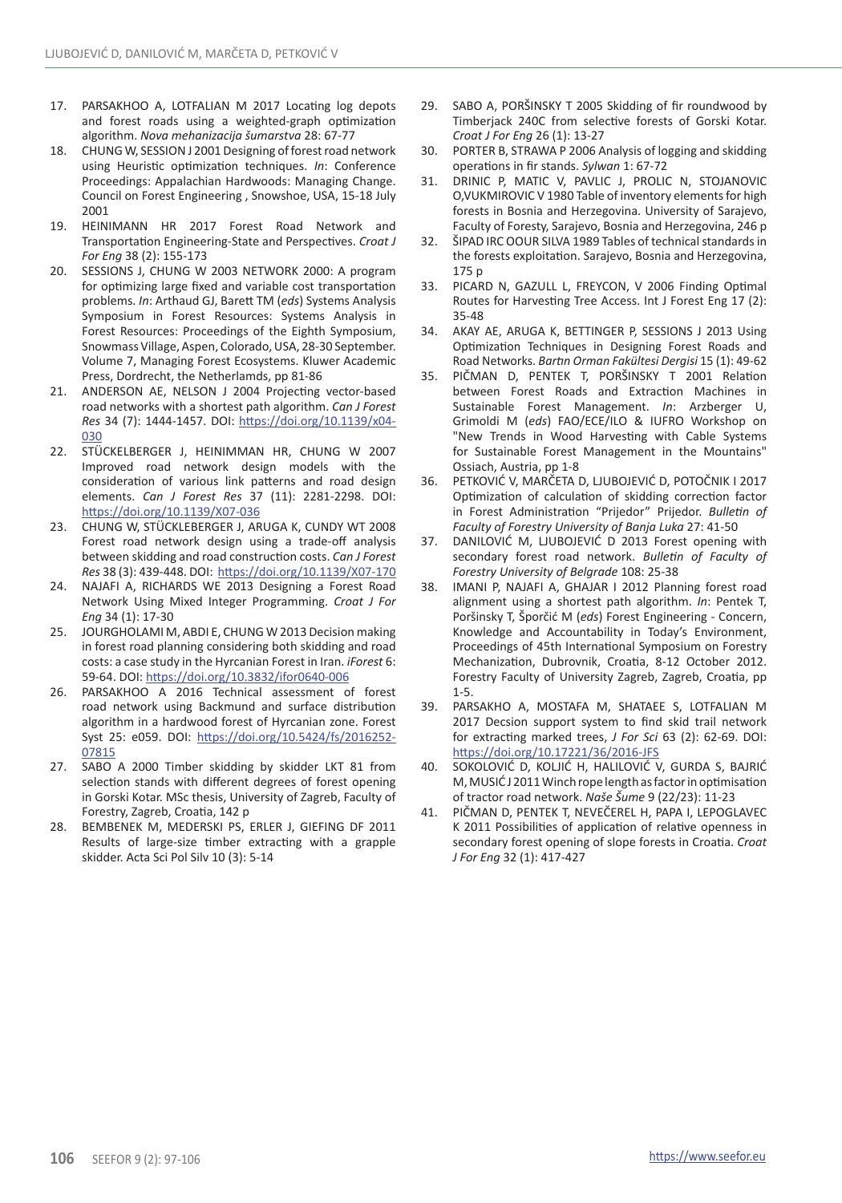17. PARSAKHOO A, LOTFALIAN M 2017 Locating log depots and forest roads using a weighted-graph optimization algorithm. *Nova mehanizacija šumarstva* 28: 67-77
18. CHUNG W, SESSION J 2001 Designing of forest road network using Heuristic optimization techniques. *In*: Conference Proceedings: Appalachian Hardwoods: Managing Change. Council on Forest Engineering , Snowshoe, USA, 15-18 July 2001
19. HEINIMANN HR 2017 Forest Road Network and Transportation Engineering-State and Perspectives. *Croat J For Eng* 38 (2): 155-173
20. SESSIONS J, CHUNG W 2003 NETWORK 2000: A program for optimizing large fixed and variable cost transportation problems. *In*: Arthaud GJ, Barett TM (*eds*) Systems Analysis Symposium in Forest Resources: Systems Analysis in Forest Resources: Proceedings of the Eighth Symposium, Snowmass Village, Aspen, Colorado, USA, 28-30 September. Volume 7, Managing Forest Ecosystems. Kluwer Academic Press, Dordrecht, the Netherlamds, pp 81-86
21. ANDERSON AE, NELSON J 2004 Projecting vector-based road networks with a shortest path algorithm. *Can J Forest Res* 34 (7): 1444-1457. DOI: https://doi.org/10.1139/x04-030
22. STÜCKELBERGER J, HEINIMMAN HR, CHUNG W 2007 Improved road network design models with the consideration of various link patterns and road design elements. *Can J Forest Res* 37 (11): 2281-2298. DOI: https://doi.org/10.1139/X07-036
23. CHUNG W, STÜCKLEBERGER J, ARUGA K, CUNDY WT 2008 Forest road network design using a trade-off analysis between skidding and road construction costs. *Can J Forest Res* 38 (3): 439-448. DOI: https://doi.org/10.1139/X07-170
24. NAJAFI A, RICHARDS WE 2013 Designing a Forest Road Network Using Mixed Integer Programming. *Croat J For Eng* 34 (1): 17-30
25. JOURGHOLAMI M, ABDI E, CHUNG W 2013 Decision making in forest road planning considering both skidding and road costs: a case study in the Hyrcanian Forest in Iran. *iForest* 6: 59-64. DOI: https://doi.org/10.3832/ifor0640-006
26. PARSAKHOO A 2016 Technical assessment of forest road network using Backmund and surface distribution algorithm in a hardwood forest of Hyrcanian zone. Forest Syst 25: e059. DOI: https://doi.org/10.5424/fs/2016252-07815
27. SABO A 2000 Timber skidding by skidder LKT 81 from selection stands with different degrees of forest opening in Gorski Kotar. MSc thesis, University of Zagreb, Faculty of Forestry, Zagreb, Croatia, 142 p
28. BEMBENEK M, MEDERSKI PS, ERLER J, GIEFING DF 2011 Results of large-size timber extracting with a grapple skidder. Acta Sci Pol Silv 10 (3): 5-14
29. SABO A, PORŠINSKY T 2005 Skidding of fir roundwood by Timberjack 240C from selective forests of Gorski Kotar. *Croat J For Eng* 26 (1): 13-27
30. PORTER B, STRAWA P 2006 Analysis of logging and skidding operations in fir stands. *Sylwan* 1: 67-72
31. DRINIC P, MATIC V, PAVLIC J, PROLIC N, STOJANOVIC O,VUKMIROVIC V 1980 Table of inventory elements for high forests in Bosnia and Herzegovina. University of Sarajevo, Faculty of Foresty, Sarajevo, Bosnia and Herzegovina, 246 p
32. ŠIPAD IRC OOUR SILVA 1989 Tables of technical standards in the forests exploitation. Sarajevo, Bosnia and Herzegovina, 175 p
33. PICARD N, GAZULL L, FREYCON, V 2006 Finding Optimal Routes for Harvesting Tree Access. Int J Forest Eng 17 (2): 35-48
34. AKAY AE, ARUGA K, BETTINGER P, SESSIONS J 2013 Using Optimization Techniques in Designing Forest Roads and Road Networks. *Bartın Orman Fakültesi Dergisi* 15 (1): 49-62
35. PIČMAN D, PENTEK T, PORŠINSKY T 2001 Relation between Forest Roads and Extraction Machines in Sustainable Forest Management. *In*: Arzberger U, Grimoldi M (*eds*) FAO/ECE/ILO & IUFRO Workshop on "New Trends in Wood Harvesting with Cable Systems for Sustainable Forest Management in the Mountains" Ossiach, Austria, pp 1-8
36. PETKOVIĆ V, MARČETA D, LJUBOJEVIĆ D, POTOČNIK I 2017 Optimization of calculation of skidding correction factor in Forest Administration "Prijedor" Prijedor. *Bulletin of Faculty of Forestry University of Banja Luka* 27: 41-50
37. DANILOVIĆ M, LJUBOJEVIĆ D 2013 Forest opening with secondary forest road network. *Bulletin of Faculty of Forestry University of Belgrade* 108: 25-38
38. IMANI P, NAJAFI A, GHAJAR I 2012 Planning forest road alignment using a shortest path algorithm. *In*: Pentek T, Poršinsky T, Šporčić M (*eds*) Forest Engineering - Concern, Knowledge and Accountability in Today's Environment, Proceedings of 45th International Symposium on Forestry Mechanization, Dubrovnik, Croatia, 8-12 October 2012. Forestry Faculty of University Zagreb, Zagreb, Croatia, pp 1-5.
39. PARSAKHO A, MOSTAFA M, SHATAEE S, LOTFALIAN M 2017 Decsion support system to find skid trail network for extracting marked trees, *J For Sci* 63 (2): 62-69. DOI: https://doi.org/10.17221/36/2016-JFS
40. SOKOLOVIĆ D, KOLJIĆ H, HALILOVIĆ V, GURDA S, BAJRIĆ M, MUSIĆ J 2011 Winch rope length as factor in optimisation of tractor road network. *Naše Šume* 9 (22/23): 11-23
41. PIČMAN D, PENTEK T, NEVEČEREL H, PAPA I, LEPOGLAVEC K 2011 Possibilities of application of relative openness in secondary forest opening of slope forests in Croatia. *Croat J For Eng* 32 (1): 417-427